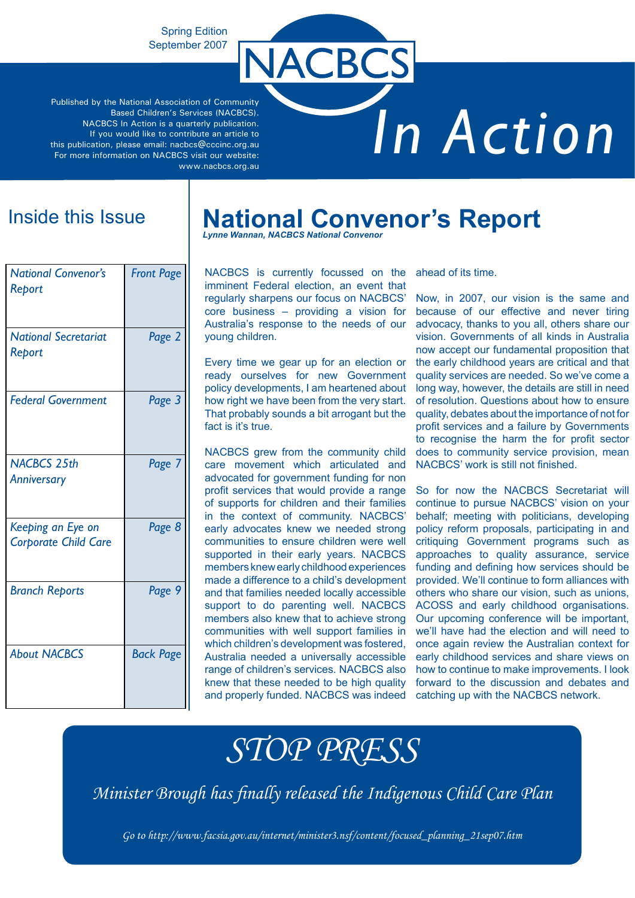Spring Edition
September 2007

# NACBCS In Action

Published by the National Association of Community Based Children's Services (NACBCS).
NACBCS In Action is a quarterly publication.
If you would like to contribute an article to this publication, please email: nacbcs@cccinc.org.au
For more information on NACBCS visit our website: www.nacbcs.org.au

## Inside this Issue

| | |
|---|---|
| *National Convenor's Report* | *Front Page* |
| *National Secretariat Report* | *Page 2* |
| *Federal Government* | *Page 3* |
| *NACBCS 25th Anniversary* | *Page 7* |
| *Keeping an Eye on Corporate Child Care* | *Page 8* |
| *Branch Reports* | *Page 9* |
| *About NACBCS* | *Back Page* |

# National Convenor's Report

***Lynne Wannan, NACBCS National Convenor***

NACBCS is currently focussed on the imminent Federal election, an event that regularly sharpens our focus on NACBCS' core business – providing a vision for Australia's response to the needs of our young children.

Every time we gear up for an election or ready ourselves for new Government policy developments, I am heartened about how right we have been from the very start. That probably sounds a bit arrogant but the fact is it's true.

NACBCS grew from the community child care movement which articulated and advocated for government funding for non profit services that would provide a range of supports for children and their families in the context of community. NACBCS' early advocates knew we needed strong communities to ensure children were well supported in their early years. NACBCS members knew early childhood experiences made a difference to a child's development and that families needed locally accessible support to do parenting well. NACBCS members also knew that to achieve strong communities with well support families in which children's development was fostered, Australia needed a universally accessible range of children's services. NACBCS also knew that these needed to be high quality and properly funded. NACBCS was indeed ahead of its time.

Now, in 2007, our vision is the same and because of our effective and never tiring advocacy, thanks to you all, others share our vision. Governments of all kinds in Australia now accept our fundamental proposition that the early childhood years are critical and that quality services are needed. So we've come a long way, however, the details are still in need of resolution. Questions about how to ensure quality, debates about the importance of not for profit services and a failure by Governments to recognise the harm the for profit sector does to community service provision, mean NACBCS' work is still not finished.

So for now the NACBCS Secretariat will continue to pursue NACBCS' vision on your behalf; meeting with politicians, developing policy reform proposals, participating in and critiquing Government programs such as approaches to quality assurance, service funding and defining how services should be provided. We'll continue to form alliances with others who share our vision, such as unions, ACOSS and early childhood organisations. Our upcoming conference will be important, we'll have had the election and will need to once again review the Australian context for early childhood services and share views on how to continue to make improvements. I look forward to the discussion and debates and catching up with the NACBCS network.

# *STOP PRESS*

*Minister Brough has finally released the Indigenous Child Care Plan*

*Go to http://www.facsia.gov.au/internet/minister3.nsf/content/focused_planning_21sep07.htm*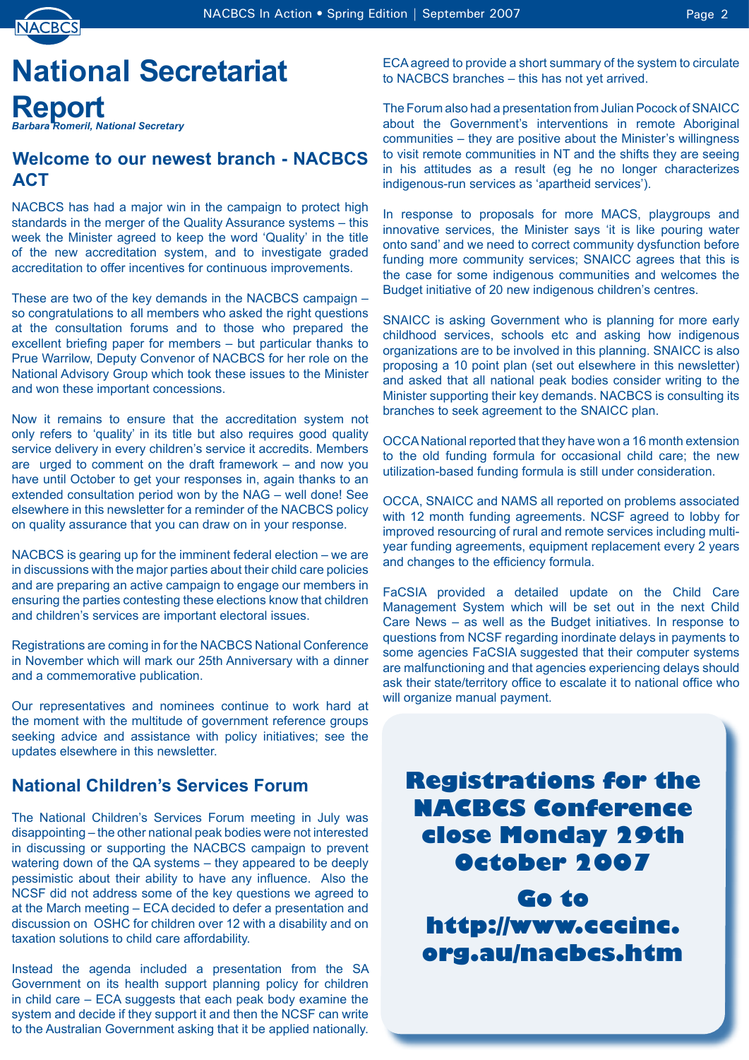# National Secretariat Report

***Barbara Romeril, National Secretary***

## Welcome to our newest branch - NACBCS ACT

NACBCS has had a major win in the campaign to protect high standards in the merger of the Quality Assurance systems – this week the Minister agreed to keep the word 'Quality' in the title of the new accreditation system, and to investigate graded accreditation to offer incentives for continuous improvements.

These are two of the key demands in the NACBCS campaign – so congratulations to all members who asked the right questions at the consultation forums and to those who prepared the excellent briefing paper for members – but particular thanks to Prue Warrilow, Deputy Convenor of NACBCS for her role on the National Advisory Group which took these issues to the Minister and won these important concessions.

Now it remains to ensure that the accreditation system not only refers to 'quality' in its title but also requires good quality service delivery in every children's service it accredits. Members are urged to comment on the draft framework – and now you have until October to get your responses in, again thanks to an extended consultation period won by the NAG – well done! See elsewhere in this newsletter for a reminder of the NACBCS policy on quality assurance that you can draw on in your response.

NACBCS is gearing up for the imminent federal election – we are in discussions with the major parties about their child care policies and are preparing an active campaign to engage our members in ensuring the parties contesting these elections know that children and children's services are important electoral issues.

Registrations are coming in for the NACBCS National Conference in November which will mark our 25th Anniversary with a dinner and a commemorative publication.

Our representatives and nominees continue to work hard at the moment with the multitude of government reference groups seeking advice and assistance with policy initiatives; see the updates elsewhere in this newsletter.

## National Children's Services Forum

The National Children's Services Forum meeting in July was disappointing – the other national peak bodies were not interested in discussing or supporting the NACBCS campaign to prevent watering down of the QA systems – they appeared to be deeply pessimistic about their ability to have any influence. Also the NCSF did not address some of the key questions we agreed to at the March meeting – ECA decided to defer a presentation and discussion on OSHC for children over 12 with a disability and on taxation solutions to child care affordability.

Instead the agenda included a presentation from the SA Government on its health support planning policy for children in child care – ECA suggests that each peak body examine the system and decide if they support it and then the NCSF can write to the Australian Government asking that it be applied nationally. ECA agreed to provide a short summary of the system to circulate to NACBCS branches – this has not yet arrived.

The Forum also had a presentation from Julian Pocock of SNAICC about the Government's interventions in remote Aboriginal communities – they are positive about the Minister's willingness to visit remote communities in NT and the shifts they are seeing in his attitudes as a result (eg he no longer characterizes indigenous-run services as 'apartheid services').

In response to proposals for more MACS, playgroups and innovative services, the Minister says 'it is like pouring water onto sand' and we need to correct community dysfunction before funding more community services; SNAICC agrees that this is the case for some indigenous communities and welcomes the Budget initiative of 20 new indigenous children's centres.

SNAICC is asking Government who is planning for more early childhood services, schools etc and asking how indigenous organizations are to be involved in this planning. SNAICC is also proposing a 10 point plan (set out elsewhere in this newsletter) and asked that all national peak bodies consider writing to the Minister supporting their key demands. NACBCS is consulting its branches to seek agreement to the SNAICC plan.

OCCA National reported that they have won a 16 month extension to the old funding formula for occasional child care; the new utilization-based funding formula is still under consideration.

OCCA, SNAICC and NAMS all reported on problems associated with 12 month funding agreements. NCSF agreed to lobby for improved resourcing of rural and remote services including multi-year funding agreements, equipment replacement every 2 years and changes to the efficiency formula.

FaCSIA provided a detailed update on the Child Care Management System which will be set out in the next Child Care News – as well as the Budget initiatives. In response to questions from NCSF regarding inordinate delays in payments to some agencies FaCSIA suggested that their computer systems are malfunctioning and that agencies experiencing delays should ask their state/territory office to escalate it to national office who will organize manual payment.

**Registrations for the NACBCS Conference close Monday 29th October 2007**

**Go to http://www.cccinc.org.au/nacbcs.htm**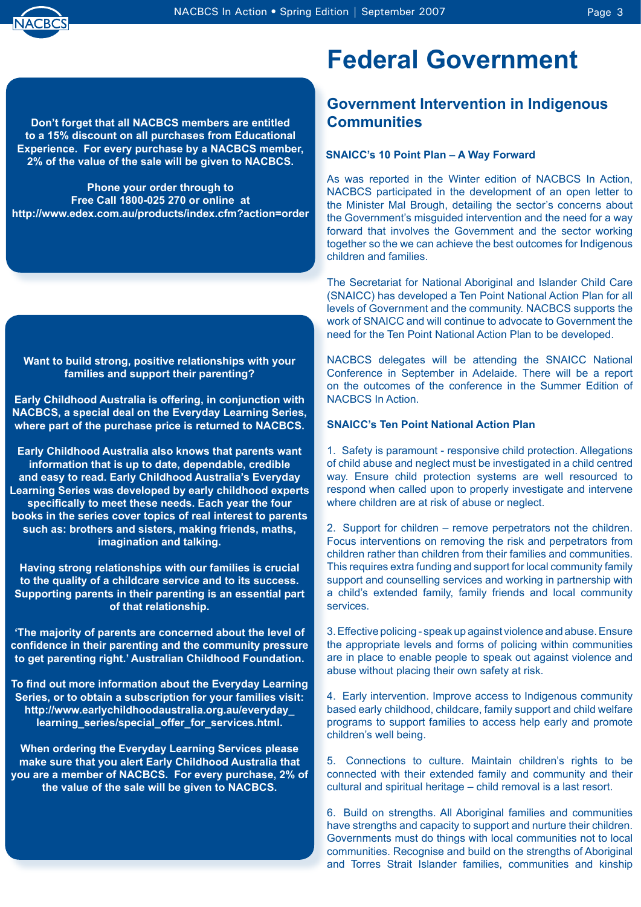**Don't forget that all NACBCS members are entitled to a 15% discount on all purchases from Educational Experience. For every purchase by a NACBCS member, 2% of the value of the sale will be given to NACBCS.**

**Phone your order through to Free Call 1800-025 270 or online at http://www.edex.com.au/products/index.cfm?action=order**

**Want to build strong, positive relationships with your families and support their parenting?**

**Early Childhood Australia is offering, in conjunction with NACBCS, a special deal on the Everyday Learning Series, where part of the purchase price is returned to NACBCS.**

**Early Childhood Australia also knows that parents want information that is up to date, dependable, credible and easy to read. Early Childhood Australia's Everyday Learning Series was developed by early childhood experts specifically to meet these needs. Each year the four books in the series cover topics of real interest to parents such as: brothers and sisters, making friends, maths, imagination and talking.**

**Having strong relationships with our families is crucial to the quality of a childcare service and to its success. Supporting parents in their parenting is an essential part of that relationship.**

**'The majority of parents are concerned about the level of confidence in their parenting and the community pressure to get parenting right.' Australian Childhood Foundation.**

**To find out more information about the Everyday Learning Series, or to obtain a subscription for your families visit: http://www.earlychildhoodaustralia.org.au/everyday_learning_series/special_offer_for_services.html.**

**When ordering the Everyday Learning Services please make sure that you alert Early Childhood Australia that you are a member of NACBCS. For every purchase, 2% of the value of the sale will be given to NACBCS.**

# Federal Government

## Government Intervention in Indigenous Communities

**SNAICC's 10 Point Plan – A Way Forward**

As was reported in the Winter edition of NACBCS In Action, NACBCS participated in the development of an open letter to the Minister Mal Brough, detailing the sector's concerns about the Government's misguided intervention and the need for a way forward that involves the Government and the sector working together so the we can achieve the best outcomes for Indigenous children and families.

The Secretariat for National Aboriginal and Islander Child Care (SNAICC) has developed a Ten Point National Action Plan for all levels of Government and the community. NACBCS supports the work of SNAICC and will continue to advocate to Government the need for the Ten Point National Action Plan to be developed.

NACBCS delegates will be attending the SNAICC National Conference in September in Adelaide. There will be a report on the outcomes of the conference in the Summer Edition of NACBCS In Action.

**SNAICC's Ten Point National Action Plan**

1. Safety is paramount - responsive child protection. Allegations of child abuse and neglect must be investigated in a child centred way. Ensure child protection systems are well resourced to respond when called upon to properly investigate and intervene where children are at risk of abuse or neglect.

2. Support for children – remove perpetrators not the children. Focus interventions on removing the risk and perpetrators from children rather than children from their families and communities. This requires extra funding and support for local community family support and counselling services and working in partnership with a child's extended family, family friends and local community services.

3. Effective policing - speak up against violence and abuse. Ensure the appropriate levels and forms of policing within communities are in place to enable people to speak out against violence and abuse without placing their own safety at risk.

4. Early intervention. Improve access to Indigenous community based early childhood, childcare, family support and child welfare programs to support families to access help early and promote children's well being.

5. Connections to culture. Maintain children's rights to be connected with their extended family and community and their cultural and spiritual heritage – child removal is a last resort.

6. Build on strengths. All Aboriginal families and communities have strengths and capacity to support and nurture their children. Governments must do things with local communities not to local communities. Recognise and build on the strengths of Aboriginal and Torres Strait Islander families, communities and kinship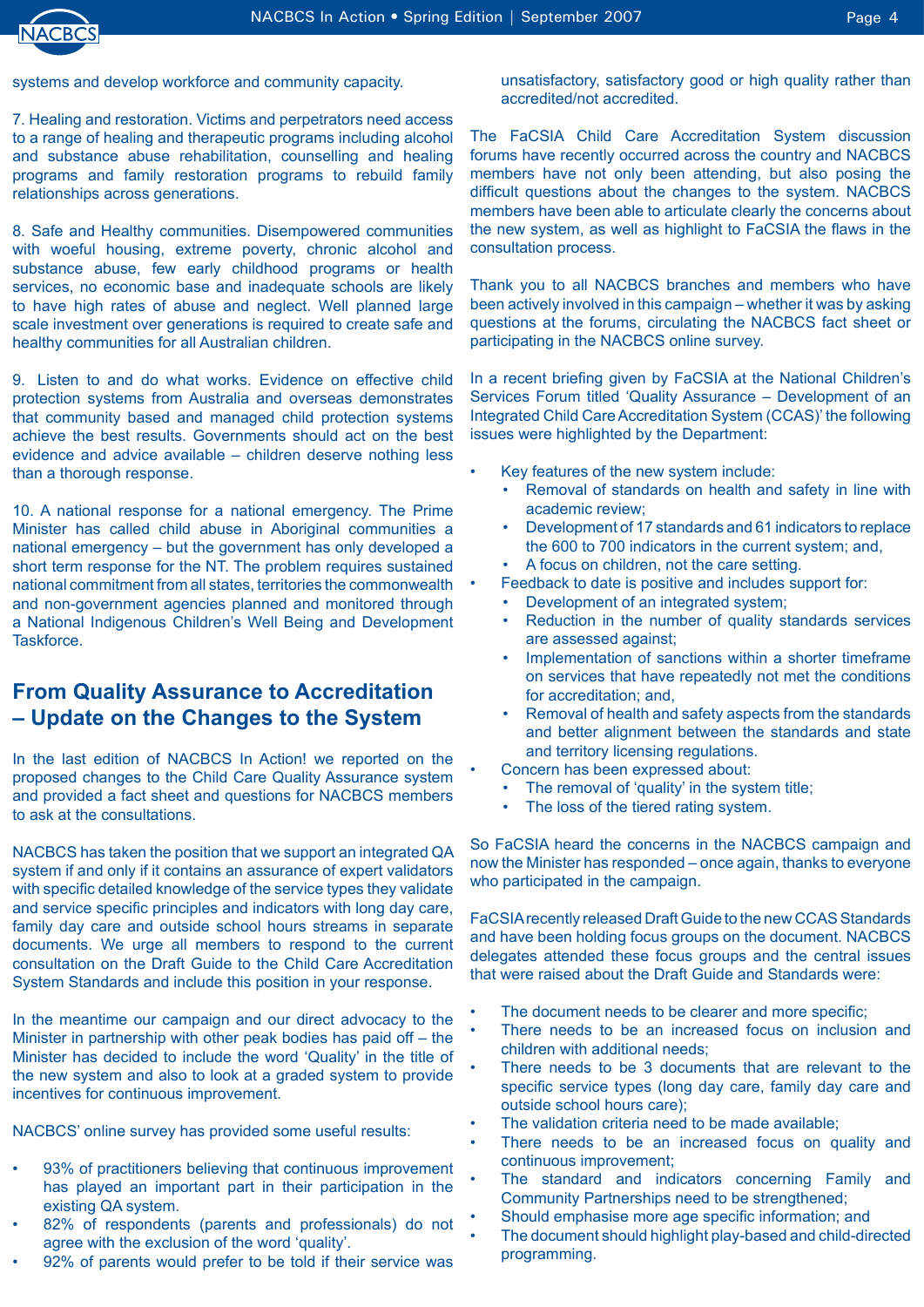systems and develop workforce and community capacity.

7. Healing and restoration. Victims and perpetrators need access to a range of healing and therapeutic programs including alcohol and substance abuse rehabilitation, counselling and healing programs and family restoration programs to rebuild family relationships across generations.

8. Safe and Healthy communities. Disempowered communities with woeful housing, extreme poverty, chronic alcohol and substance abuse, few early childhood programs or health services, no economic base and inadequate schools are likely to have high rates of abuse and neglect. Well planned large scale investment over generations is required to create safe and healthy communities for all Australian children.

9. Listen to and do what works. Evidence on effective child protection systems from Australia and overseas demonstrates that community based and managed child protection systems achieve the best results. Governments should act on the best evidence and advice available – children deserve nothing less than a thorough response.

10. A national response for a national emergency. The Prime Minister has called child abuse in Aboriginal communities a national emergency – but the government has only developed a short term response for the NT. The problem requires sustained national commitment from all states, territories the commonwealth and non-government agencies planned and monitored through a National Indigenous Children's Well Being and Development Taskforce.

## From Quality Assurance to Accreditation – Update on the Changes to the System

In the last edition of NACBCS In Action! we reported on the proposed changes to the Child Care Quality Assurance system and provided a fact sheet and questions for NACBCS members to ask at the consultations.

NACBCS has taken the position that we support an integrated QA system if and only if it contains an assurance of expert validators with specific detailed knowledge of the service types they validate and service specific principles and indicators with long day care, family day care and outside school hours streams in separate documents. We urge all members to respond to the current consultation on the Draft Guide to the Child Care Accreditation System Standards and include this position in your response.

In the meantime our campaign and our direct advocacy to the Minister in partnership with other peak bodies has paid off – the Minister has decided to include the word 'Quality' in the title of the new system and also to look at a graded system to provide incentives for continuous improvement.

NACBCS' online survey has provided some useful results:

- 93% of practitioners believing that continuous improvement has played an important part in their participation in the existing QA system.
- 82% of respondents (parents and professionals) do not agree with the exclusion of the word 'quality'.
- 92% of parents would prefer to be told if their service was unsatisfactory, satisfactory good or high quality rather than accredited/not accredited.

The FaCSIA Child Care Accreditation System discussion forums have recently occurred across the country and NACBCS members have not only been attending, but also posing the difficult questions about the changes to the system. NACBCS members have been able to articulate clearly the concerns about the new system, as well as highlight to FaCSIA the flaws in the consultation process.

Thank you to all NACBCS branches and members who have been actively involved in this campaign – whether it was by asking questions at the forums, circulating the NACBCS fact sheet or participating in the NACBCS online survey.

In a recent briefing given by FaCSIA at the National Children's Services Forum titled 'Quality Assurance – Development of an Integrated Child Care Accreditation System (CCAS)' the following issues were highlighted by the Department:

- Key features of the new system include:
  - Removal of standards on health and safety in line with academic review;
  - Development of 17 standards and 61 indicators to replace the 600 to 700 indicators in the current system; and,
  - A focus on children, not the care setting.
- Feedback to date is positive and includes support for:
  - Development of an integrated system;
  - Reduction in the number of quality standards services are assessed against;
  - Implementation of sanctions within a shorter timeframe on services that have repeatedly not met the conditions for accreditation; and,
  - Removal of health and safety aspects from the standards and better alignment between the standards and state and territory licensing regulations.
- Concern has been expressed about:
  - The removal of 'quality' in the system title;
  - The loss of the tiered rating system.

So FaCSIA heard the concerns in the NACBCS campaign and now the Minister has responded – once again, thanks to everyone who participated in the campaign.

FaCSIA recently released Draft Guide to the new CCAS Standards and have been holding focus groups on the document. NACBCS delegates attended these focus groups and the central issues that were raised about the Draft Guide and Standards were:

- The document needs to be clearer and more specific;
- There needs to be an increased focus on inclusion and children with additional needs;
- There needs to be 3 documents that are relevant to the specific service types (long day care, family day care and outside school hours care);
- The validation criteria need to be made available;
- There needs to be an increased focus on quality and continuous improvement;
- The standard and indicators concerning Family and Community Partnerships need to be strengthened;
- Should emphasise more age specific information; and
- The document should highlight play-based and child-directed programming.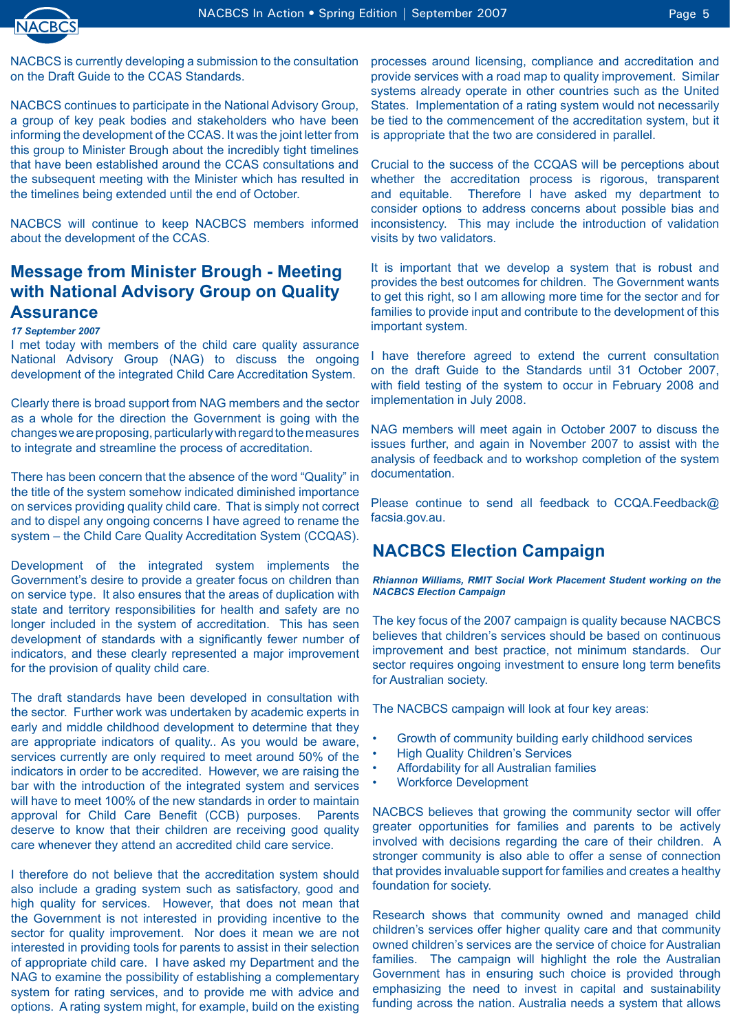NACBCS is currently developing a submission to the consultation on the Draft Guide to the CCAS Standards.

NACBCS continues to participate in the National Advisory Group, a group of key peak bodies and stakeholders who have been informing the development of the CCAS. It was the joint letter from this group to Minister Brough about the incredibly tight timelines that have been established around the CCAS consultations and the subsequent meeting with the Minister which has resulted in the timelines being extended until the end of October.

NACBCS will continue to keep NACBCS members informed about the development of the CCAS.

## Message from Minister Brough - Meeting with National Advisory Group on Quality Assurance

***17 September 2007***

I met today with members of the child care quality assurance National Advisory Group (NAG) to discuss the ongoing development of the integrated Child Care Accreditation System.

Clearly there is broad support from NAG members and the sector as a whole for the direction the Government is going with the changes we are proposing, particularly with regard to the measures to integrate and streamline the process of accreditation.

There has been concern that the absence of the word "Quality" in the title of the system somehow indicated diminished importance on services providing quality child care. That is simply not correct and to dispel any ongoing concerns I have agreed to rename the system – the Child Care Quality Accreditation System (CCQAS).

Development of the integrated system implements the Government's desire to provide a greater focus on children than on service type. It also ensures that the areas of duplication with state and territory responsibilities for health and safety are no longer included in the system of accreditation. This has seen development of standards with a significantly fewer number of indicators, and these clearly represented a major improvement for the provision of quality child care.

The draft standards have been developed in consultation with the sector. Further work was undertaken by academic experts in early and middle childhood development to determine that they are appropriate indicators of quality.. As you would be aware, services currently are only required to meet around 50% of the indicators in order to be accredited. However, we are raising the bar with the introduction of the integrated system and services will have to meet 100% of the new standards in order to maintain approval for Child Care Benefit (CCB) purposes. Parents deserve to know that their children are receiving good quality care whenever they attend an accredited child care service.

I therefore do not believe that the accreditation system should also include a grading system such as satisfactory, good and high quality for services. However, that does not mean that the Government is not interested in providing incentive to the sector for quality improvement. Nor does it mean we are not interested in providing tools for parents to assist in their selection of appropriate child care. I have asked my Department and the NAG to examine the possibility of establishing a complementary system for rating services, and to provide me with advice and options. A rating system might, for example, build on the existing processes around licensing, compliance and accreditation and provide services with a road map to quality improvement. Similar systems already operate in other countries such as the United States. Implementation of a rating system would not necessarily be tied to the commencement of the accreditation system, but it is appropriate that the two are considered in parallel.

Crucial to the success of the CCQAS will be perceptions about whether the accreditation process is rigorous, transparent and equitable. Therefore I have asked my department to consider options to address concerns about possible bias and inconsistency. This may include the introduction of validation visits by two validators.

It is important that we develop a system that is robust and provides the best outcomes for children. The Government wants to get this right, so I am allowing more time for the sector and for families to provide input and contribute to the development of this important system.

I have therefore agreed to extend the current consultation on the draft Guide to the Standards until 31 October 2007, with field testing of the system to occur in February 2008 and implementation in July 2008.

NAG members will meet again in October 2007 to discuss the issues further, and again in November 2007 to assist with the analysis of feedback and to workshop completion of the system documentation.

Please continue to send all feedback to CCQA.Feedback@facsia.gov.au.

## NACBCS Election Campaign

***Rhiannon Williams, RMIT Social Work Placement Student working on the NACBCS Election Campaign***

The key focus of the 2007 campaign is quality because NACBCS believes that children's services should be based on continuous improvement and best practice, not minimum standards. Our sector requires ongoing investment to ensure long term benefits for Australian society.

The NACBCS campaign will look at four key areas:

- Growth of community building early childhood services
- High Quality Children's Services
- Affordability for all Australian families
- Workforce Development

NACBCS believes that growing the community sector will offer greater opportunities for families and parents to be actively involved with decisions regarding the care of their children. A stronger community is also able to offer a sense of connection that provides invaluable support for families and creates a healthy foundation for society.

Research shows that community owned and managed child children's services offer higher quality care and that community owned children's services are the service of choice for Australian families. The campaign will highlight the role the Australian Government has in ensuring such choice is provided through emphasizing the need to invest in capital and sustainability funding across the nation. Australia needs a system that allows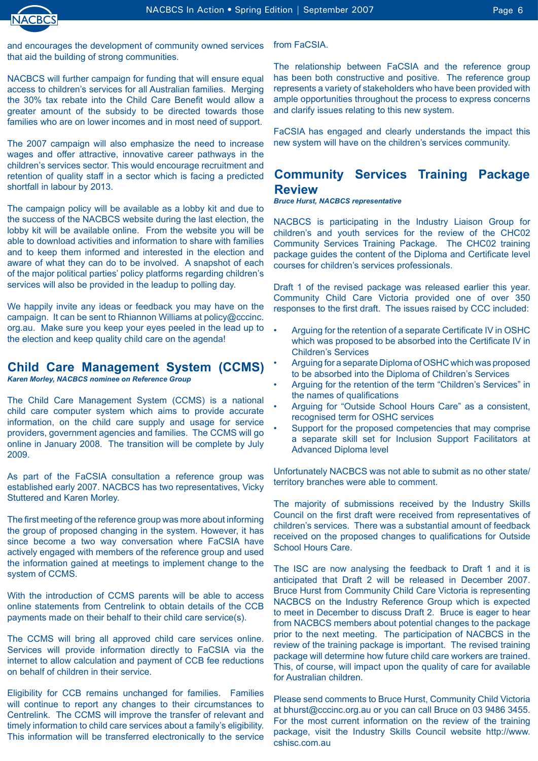and encourages the development of community owned services that aid the building of strong communities.

NACBCS will further campaign for funding that will ensure equal access to children's services for all Australian families. Merging the 30% tax rebate into the Child Care Benefit would allow a greater amount of the subsidy to be directed towards those families who are on lower incomes and in most need of support.

The 2007 campaign will also emphasize the need to increase wages and offer attractive, innovative career pathways in the children's services sector. This would encourage recruitment and retention of quality staff in a sector which is facing a predicted shortfall in labour by 2013.

The campaign policy will be available as a lobby kit and due to the success of the NACBCS website during the last election, the lobby kit will be available online. From the website you will be able to download activities and information to share with families and to keep them informed and interested in the election and aware of what they can do to be involved. A snapshot of each of the major political parties' policy platforms regarding children's services will also be provided in the leadup to polling day.

We happily invite any ideas or feedback you may have on the campaign. It can be sent to Rhiannon Williams at policy@cccinc.org.au. Make sure you keep your eyes peeled in the lead up to the election and keep quality child care on the agenda!

## Child Care Management System (CCMS)

***Karen Morley, NACBCS nominee on Reference Group***

The Child Care Management System (CCMS) is a national child care computer system which aims to provide accurate information, on the child care supply and usage for service providers, government agencies and families. The CCMS will go online in January 2008. The transition will be complete by July 2009.

As part of the FaCSIA consultation a reference group was established early 2007. NACBCS has two representatives, Vicky Stuttered and Karen Morley.

The first meeting of the reference group was more about informing the group of proposed changing in the system. However, it has since become a two way conversation where FaCSIA have actively engaged with members of the reference group and used the information gained at meetings to implement change to the system of CCMS.

With the introduction of CCMS parents will be able to access online statements from Centrelink to obtain details of the CCB payments made on their behalf to their child care service(s).

The CCMS will bring all approved child care services online. Services will provide information directly to FaCSIA via the internet to allow calculation and payment of CCB fee reductions on behalf of children in their service.

Eligibility for CCB remains unchanged for families. Families will continue to report any changes to their circumstances to Centrelink. The CCMS will improve the transfer of relevant and timely information to child care services about a family's eligibility. This information will be transferred electronically to the service from FaCSIA.

The relationship between FaCSIA and the reference group has been both constructive and positive. The reference group represents a variety of stakeholders who have been provided with ample opportunities throughout the process to express concerns and clarify issues relating to this new system.

FaCSIA has engaged and clearly understands the impact this new system will have on the children's services community.

## Community Services Training Package Review

***Bruce Hurst, NACBCS representative***

NACBCS is participating in the Industry Liaison Group for children's and youth services for the review of the CHC02 Community Services Training Package. The CHC02 training package guides the content of the Diploma and Certificate level courses for children's services professionals.

Draft 1 of the revised package was released earlier this year. Community Child Care Victoria provided one of over 350 responses to the first draft. The issues raised by CCC included:

- Arguing for the retention of a separate Certificate IV in OSHC which was proposed to be absorbed into the Certificate IV in Children's Services
- Arguing for a separate Diploma of OSHC which was proposed to be absorbed into the Diploma of Children's Services
- Arguing for the retention of the term "Children's Services" in the names of qualifications
- Arguing for "Outside School Hours Care" as a consistent, recognised term for OSHC services
- Support for the proposed competencies that may comprise a separate skill set for Inclusion Support Facilitators at Advanced Diploma level

Unfortunately NACBCS was not able to submit as no other state/territory branches were able to comment.

The majority of submissions received by the Industry Skills Council on the first draft were received from representatives of children's services. There was a substantial amount of feedback received on the proposed changes to qualifications for Outside School Hours Care.

The ISC are now analysing the feedback to Draft 1 and it is anticipated that Draft 2 will be released in December 2007. Bruce Hurst from Community Child Care Victoria is representing NACBCS on the Industry Reference Group which is expected to meet in December to discuss Draft 2. Bruce is eager to hear from NACBCS members about potential changes to the package prior to the next meeting. The participation of NACBCS in the review of the training package is important. The revised training package will determine how future child care workers are trained. This, of course, will impact upon the quality of care for available for Australian children.

Please send comments to Bruce Hurst, Community Child Victoria at bhurst@cccinc.org.au or you can call Bruce on 03 9486 3455. For the most current information on the review of the training package, visit the Industry Skills Council website http://www.cshisc.com.au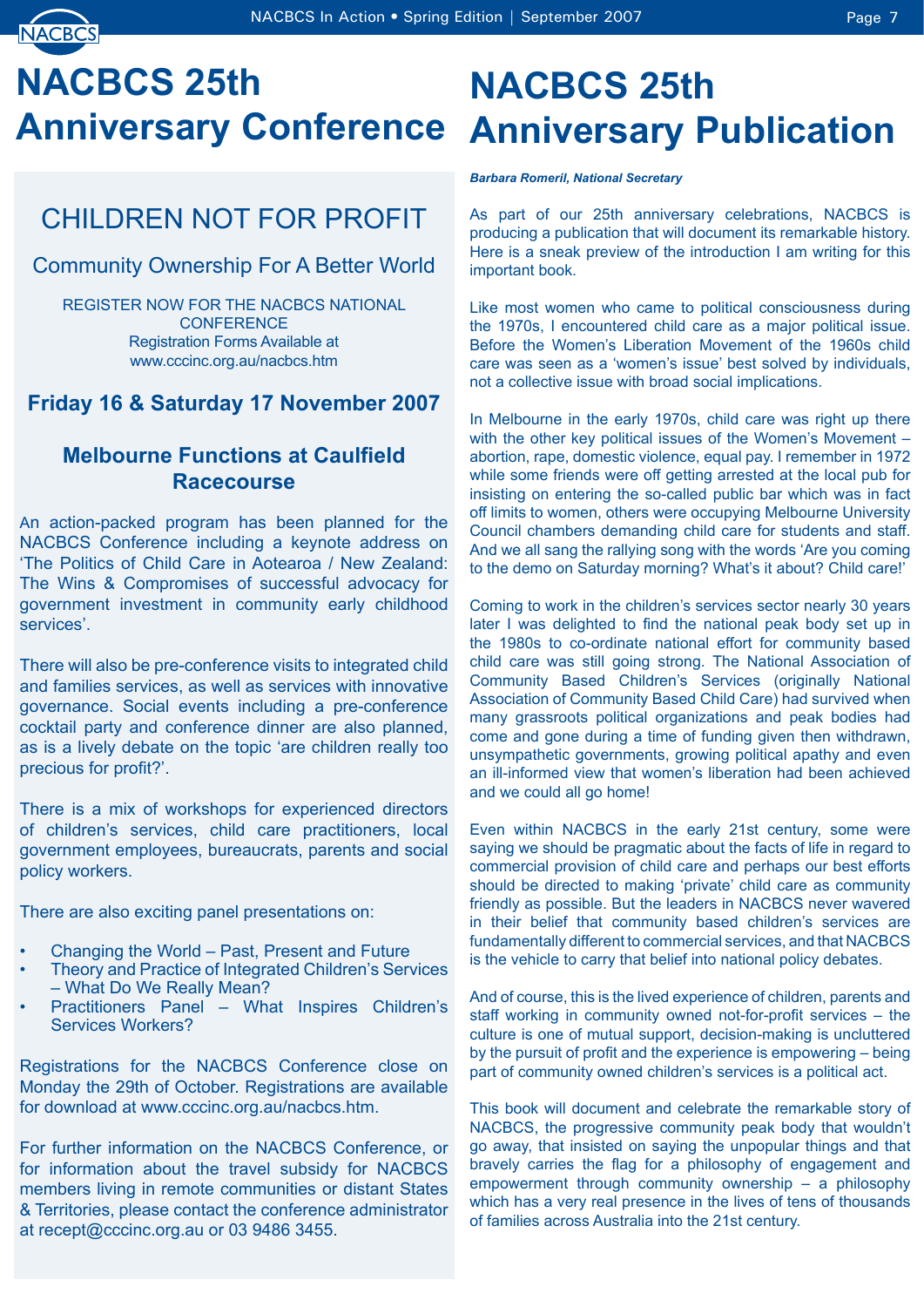# NACBCS 25th Anniversary Conference

## CHILDREN NOT FOR PROFIT

### Community Ownership For A Better World

REGISTER NOW FOR THE NACBCS NATIONAL CONFERENCE
Registration Forms Available at
www.cccinc.org.au/nacbcs.htm

### Friday 16 & Saturday 17 November 2007

### Melbourne Functions at Caulfield Racecourse

An action-packed program has been planned for the NACBCS Conference including a keynote address on 'The Politics of Child Care in Aotearoa / New Zealand: The Wins & Compromises of successful advocacy for government investment in community early childhood services'.

There will also be pre-conference visits to integrated child and families services, as well as services with innovative governance. Social events including a pre-conference cocktail party and conference dinner are also planned, as is a lively debate on the topic 'are children really too precious for profit?'.

There is a mix of workshops for experienced directors of children's services, child care practitioners, local government employees, bureaucrats, parents and social policy workers.

There are also exciting panel presentations on:

- Changing the World – Past, Present and Future
- Theory and Practice of Integrated Children's Services – What Do We Really Mean?
- Practitioners Panel – What Inspires Children's Services Workers?

Registrations for the NACBCS Conference close on Monday the 29th of October. Registrations are available for download at www.cccinc.org.au/nacbcs.htm.

For further information on the NACBCS Conference, or for information about the travel subsidy for NACBCS members living in remote communities or distant States & Territories, please contact the conference administrator at recept@cccinc.org.au or 03 9486 3455.

# NACBCS 25th Anniversary Publication

***Barbara Romeril, National Secretary***

As part of our 25th anniversary celebrations, NACBCS is producing a publication that will document its remarkable history. Here is a sneak preview of the introduction I am writing for this important book.

Like most women who came to political consciousness during the 1970s, I encountered child care as a major political issue. Before the Women's Liberation Movement of the 1960s child care was seen as a 'women's issue' best solved by individuals, not a collective issue with broad social implications.

In Melbourne in the early 1970s, child care was right up there with the other key political issues of the Women's Movement – abortion, rape, domestic violence, equal pay. I remember in 1972 while some friends were off getting arrested at the local pub for insisting on entering the so-called public bar which was in fact off limits to women, others were occupying Melbourne University Council chambers demanding child care for students and staff. And we all sang the rallying song with the words 'Are you coming to the demo on Saturday morning? What's it about? Child care!'

Coming to work in the children's services sector nearly 30 years later I was delighted to find the national peak body set up in the 1980s to co-ordinate national effort for community based child care was still going strong. The National Association of Community Based Children's Services (originally National Association of Community Based Child Care) had survived when many grassroots political organizations and peak bodies had come and gone during a time of funding given then withdrawn, unsympathetic governments, growing political apathy and even an ill-informed view that women's liberation had been achieved and we could all go home!

Even within NACBCS in the early 21st century, some were saying we should be pragmatic about the facts of life in regard to commercial provision of child care and perhaps our best efforts should be directed to making 'private' child care as community friendly as possible. But the leaders in NACBCS never wavered in their belief that community based children's services are fundamentally different to commercial services, and that NACBCS is the vehicle to carry that belief into national policy debates.

And of course, this is the lived experience of children, parents and staff working in community owned not-for-profit services – the culture is one of mutual support, decision-making is uncluttered by the pursuit of profit and the experience is empowering – being part of community owned children's services is a political act.

This book will document and celebrate the remarkable story of NACBCS, the progressive community peak body that wouldn't go away, that insisted on saying the unpopular things and that bravely carries the flag for a philosophy of engagement and empowerment through community ownership – a philosophy which has a very real presence in the lives of tens of thousands of families across Australia into the 21st century.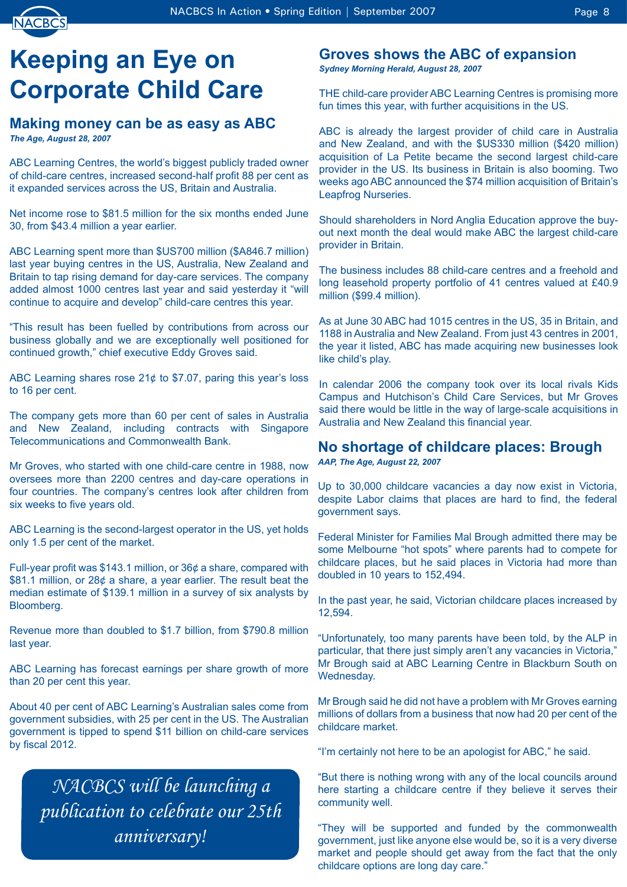# Keeping an Eye on Corporate Child Care

## Making money can be as easy as ABC

***The Age, August 28, 2007***

ABC Learning Centres, the world's biggest publicly traded owner of child-care centres, increased second-half profit 88 per cent as it expanded services across the US, Britain and Australia.

Net income rose to $81.5 million for the six months ended June 30, from $43.4 million a year earlier.

ABC Learning spent more than $US700 million ($A846.7 million) last year buying centres in the US, Australia, New Zealand and Britain to tap rising demand for day-care services. The company added almost 1000 centres last year and said yesterday it "will continue to acquire and develop" child-care centres this year.

"This result has been fuelled by contributions from across our business globally and we are exceptionally well positioned for continued growth," chief executive Eddy Groves said.

ABC Learning shares rose 21¢ to $7.07, paring this year's loss to 16 per cent.

The company gets more than 60 per cent of sales in Australia and New Zealand, including contracts with Singapore Telecommunications and Commonwealth Bank.

Mr Groves, who started with one child-care centre in 1988, now oversees more than 2200 centres and day-care operations in four countries. The company's centres look after children from six weeks to five years old.

ABC Learning is the second-largest operator in the US, yet holds only 1.5 per cent of the market.

Full-year profit was $143.1 million, or 36¢ a share, compared with $81.1 million, or 28¢ a share, a year earlier. The result beat the median estimate of $139.1 million in a survey of six analysts by Bloomberg.

Revenue more than doubled to $1.7 billion, from $790.8 million last year.

ABC Learning has forecast earnings per share growth of more than 20 per cent this year.

About 40 per cent of ABC Learning's Australian sales come from government subsidies, with 25 per cent in the US. The Australian government is tipped to spend $11 billion on child-care services by fiscal 2012.

*NACBCS will be launching a publication to celebrate our 25th anniversary!*

## Groves shows the ABC of expansion

***Sydney Morning Herald, August 28, 2007***

THE child-care provider ABC Learning Centres is promising more fun times this year, with further acquisitions in the US.

ABC is already the largest provider of child care in Australia and New Zealand, and with the $US330 million ($420 million) acquisition of La Petite became the second largest child-care provider in the US. Its business in Britain is also booming. Two weeks ago ABC announced the $74 million acquisition of Britain's Leapfrog Nurseries.

Should shareholders in Nord Anglia Education approve the buy-out next month the deal would make ABC the largest child-care provider in Britain.

The business includes 88 child-care centres and a freehold and long leasehold property portfolio of 41 centres valued at £40.9 million ($99.4 million).

As at June 30 ABC had 1015 centres in the US, 35 in Britain, and 1188 in Australia and New Zealand. From just 43 centres in 2001, the year it listed, ABC has made acquiring new businesses look like child's play.

In calendar 2006 the company took over its local rivals Kids Campus and Hutchison's Child Care Services, but Mr Groves said there would be little in the way of large-scale acquisitions in Australia and New Zealand this financial year.

## No shortage of childcare places: Brough

***AAP, The Age, August 22, 2007***

Up to 30,000 childcare vacancies a day now exist in Victoria, despite Labor claims that places are hard to find, the federal government says.

Federal Minister for Families Mal Brough admitted there may be some Melbourne "hot spots" where parents had to compete for childcare places, but he said places in Victoria had more than doubled in 10 years to 152,494.

In the past year, he said, Victorian childcare places increased by 12,594.

"Unfortunately, too many parents have been told, by the ALP in particular, that there just simply aren't any vacancies in Victoria," Mr Brough said at ABC Learning Centre in Blackburn South on Wednesday.

Mr Brough said he did not have a problem with Mr Groves earning millions of dollars from a business that now had 20 per cent of the childcare market.

"I'm certainly not here to be an apologist for ABC," he said.

"But there is nothing wrong with any of the local councils around here starting a childcare centre if they believe it serves their community well.

"They will be supported and funded by the commonwealth government, just like anyone else would be, so it is a very diverse market and people should get away from the fact that the only childcare options are long day care."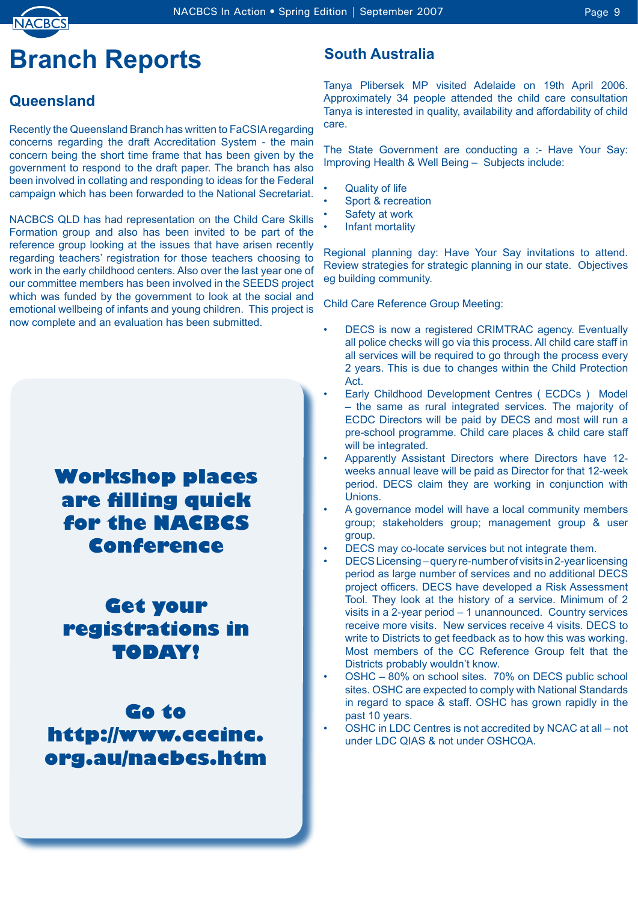# Branch Reports

## Queensland

Recently the Queensland Branch has written to FaCSIA regarding concerns regarding the draft Accreditation System - the main concern being the short time frame that has been given by the government to respond to the draft paper. The branch has also been involved in collating and responding to ideas for the Federal campaign which has been forwarded to the National Secretariat.

NACBCS QLD has had representation on the Child Care Skills Formation group and also has been invited to be part of the reference group looking at the issues that have arisen recently regarding teachers' registration for those teachers choosing to work in the early childhood centers. Also over the last year one of our committee members has been involved in the SEEDS project which was funded by the government to look at the social and emotional wellbeing of infants and young children. This project is now complete and an evaluation has been submitted.

**Workshop places are filling quick for the NACBCS Conference**

**Get your registrations in TODAY!**

**Go to http://www.cccinc.org.au/nacbcs.htm**

## South Australia

Tanya Plibersek MP visited Adelaide on 19th April 2006. Approximately 34 people attended the child care consultation Tanya is interested in quality, availability and affordability of child care.

The State Government are conducting a :- Have Your Say: Improving Health & Well Being – Subjects include:

- Quality of life
- Sport & recreation
- Safety at work
- Infant mortality

Regional planning day: Have Your Say invitations to attend. Review strategies for strategic planning in our state. Objectives eg building community.

Child Care Reference Group Meeting:

- DECS is now a registered CRIMTRAC agency. Eventually all police checks will go via this process. All child care staff in all services will be required to go through the process every 2 years. This is due to changes within the Child Protection Act.
- Early Childhood Development Centres ( ECDCs ) Model – the same as rural integrated services. The majority of ECDC Directors will be paid by DECS and most will run a pre-school programme. Child care places & child care staff will be integrated.
- Apparently Assistant Directors where Directors have 12-weeks annual leave will be paid as Director for that 12-week period. DECS claim they are working in conjunction with Unions.
- A governance model will have a local community members group; stakeholders group; management group & user group.
- DECS may co-locate services but not integrate them.
- DECS Licensing – query re-number of visits in 2-year licensing period as large number of services and no additional DECS project officers. DECS have developed a Risk Assessment Tool. They look at the history of a service. Minimum of 2 visits in a 2-year period – 1 unannounced. Country services receive more visits. New services receive 4 visits. DECS to write to Districts to get feedback as to how this was working. Most members of the CC Reference Group felt that the Districts probably wouldn't know.
- OSHC – 80% on school sites. 70% on DECS public school sites. OSHC are expected to comply with National Standards in regard to space & staff. OSHC has grown rapidly in the past 10 years.
- OSHC in LDC Centres is not accredited by NCAC at all – not under LDC QIAS & not under OSHCQA.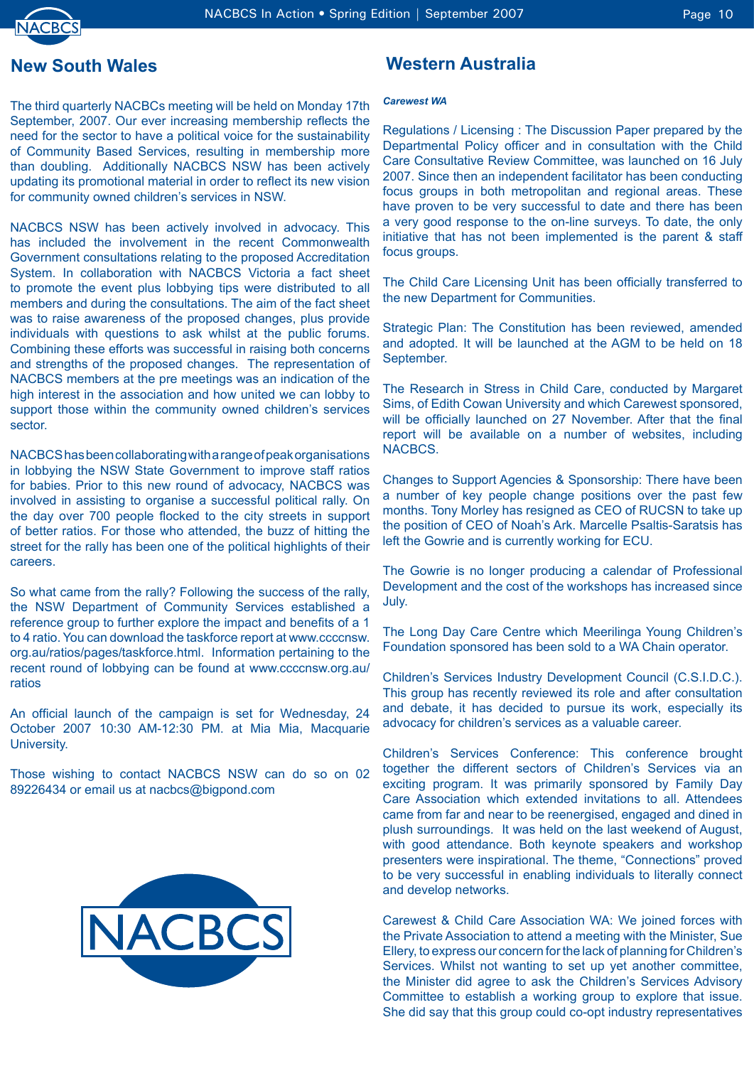## New South Wales

The third quarterly NACBCs meeting will be held on Monday 17th September, 2007. Our ever increasing membership reflects the need for the sector to have a political voice for the sustainability of Community Based Services, resulting in membership more than doubling. Additionally NACBCS NSW has been actively updating its promotional material in order to reflect its new vision for community owned children's services in NSW.

NACBCS NSW has been actively involved in advocacy. This has included the involvement in the recent Commonwealth Government consultations relating to the proposed Accreditation System. In collaboration with NACBCS Victoria a fact sheet to promote the event plus lobbying tips were distributed to all members and during the consultations. The aim of the fact sheet was to raise awareness of the proposed changes, plus provide individuals with questions to ask whilst at the public forums. Combining these efforts was successful in raising both concerns and strengths of the proposed changes. The representation of NACBCS members at the pre meetings was an indication of the high interest in the association and how united we can lobby to support those within the community owned children's services sector.

NACBCS has been collaborating with a range of peak organisations in lobbying the NSW State Government to improve staff ratios for babies. Prior to this new round of advocacy, NACBCS was involved in assisting to organise a successful political rally. On the day over 700 people flocked to the city streets in support of better ratios. For those who attended, the buzz of hitting the street for the rally has been one of the political highlights of their careers.

So what came from the rally? Following the success of the rally, the NSW Department of Community Services established a reference group to further explore the impact and benefits of a 1 to 4 ratio. You can download the taskforce report at www.ccccnsw.org.au/ratios/pages/taskforce.html. Information pertaining to the recent round of lobbying can be found at www.ccccnsw.org.au/ratios

An official launch of the campaign is set for Wednesday, 24 October 2007 10:30 AM-12:30 PM. at Mia Mia, Macquarie University.

Those wishing to contact NACBCS NSW can do so on 02 89226434 or email us at nacbcs@bigpond.com

## Western Australia

***Carewest WA***

Regulations / Licensing : The Discussion Paper prepared by the Departmental Policy officer and in consultation with the Child Care Consultative Review Committee, was launched on 16 July 2007. Since then an independent facilitator has been conducting focus groups in both metropolitan and regional areas. These have proven to be very successful to date and there has been a very good response to the on-line surveys. To date, the only initiative that has not been implemented is the parent & staff focus groups.

The Child Care Licensing Unit has been officially transferred to the new Department for Communities.

Strategic Plan: The Constitution has been reviewed, amended and adopted. It will be launched at the AGM to be held on 18 September.

The Research in Stress in Child Care, conducted by Margaret Sims, of Edith Cowan University and which Carewest sponsored, will be officially launched on 27 November. After that the final report will be available on a number of websites, including NACBCS.

Changes to Support Agencies & Sponsorship: There have been a number of key people change positions over the past few months. Tony Morley has resigned as CEO of RUCSN to take up the position of CEO of Noah's Ark. Marcelle Psaltis-Saratsis has left the Gowrie and is currently working for ECU.

The Gowrie is no longer producing a calendar of Professional Development and the cost of the workshops has increased since July.

The Long Day Care Centre which Meerilinga Young Children's Foundation sponsored has been sold to a WA Chain operator.

Children's Services Industry Development Council (C.S.I.D.C.). This group has recently reviewed its role and after consultation and debate, it has decided to pursue its work, especially its advocacy for children's services as a valuable career.

Children's Services Conference: This conference brought together the different sectors of Children's Services via an exciting program. It was primarily sponsored by Family Day Care Association which extended invitations to all. Attendees came from far and near to be reenergised, engaged and dined in plush surroundings. It was held on the last weekend of August, with good attendance. Both keynote speakers and workshop presenters were inspirational. The theme, "Connections" proved to be very successful in enabling individuals to literally connect and develop networks.

Carewest & Child Care Association WA: We joined forces with the Private Association to attend a meeting with the Minister, Sue Ellery, to express our concern for the lack of planning for Children's Services. Whilst not wanting to set up yet another committee, the Minister did agree to ask the Children's Services Advisory Committee to establish a working group to explore that issue. She did say that this group could co-opt industry representatives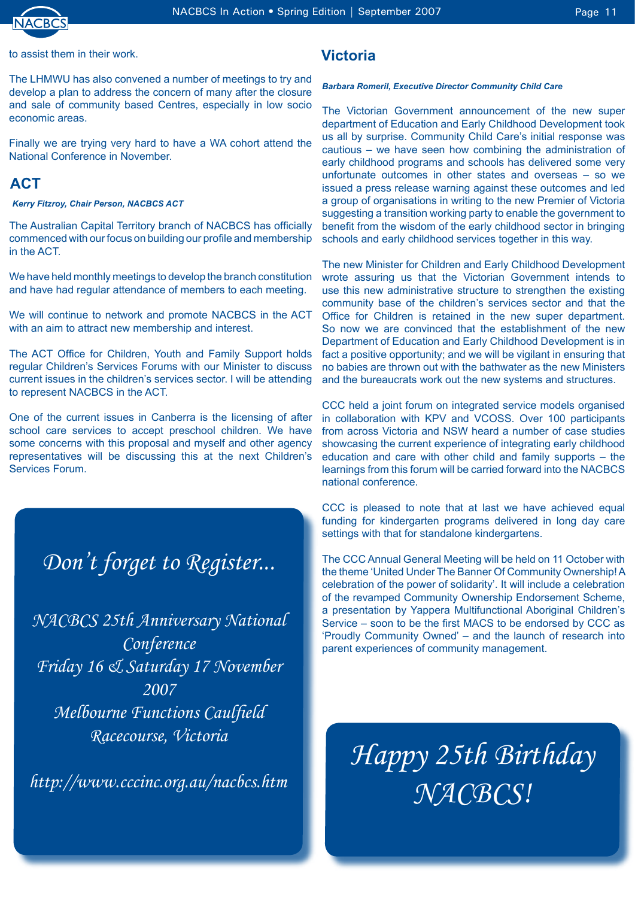to assist them in their work.

The LHMWU has also convened a number of meetings to try and develop a plan to address the concern of many after the closure and sale of community based Centres, especially in low socio economic areas.

Finally we are trying very hard to have a WA cohort attend the National Conference in November.

## ACT

***Kerry Fitzroy, Chair Person, NACBCS ACT***

The Australian Capital Territory branch of NACBCS has officially commenced with our focus on building our profile and membership in the ACT.

We have held monthly meetings to develop the branch constitution and have had regular attendance of members to each meeting.

We will continue to network and promote NACBCS in the ACT with an aim to attract new membership and interest.

The ACT Office for Children, Youth and Family Support holds regular Children's Services Forums with our Minister to discuss current issues in the children's services sector. I will be attending to represent NACBCS in the ACT.

One of the current issues in Canberra is the licensing of after school care services to accept preschool children. We have some concerns with this proposal and myself and other agency representatives will be discussing this at the next Children's Services Forum.

*Don't forget to Register...*

*NACBCS 25th Anniversary National Conference*
*Friday 16 & Saturday 17 November 2007*
*Melbourne Functions Caulfield Racecourse, Victoria*

*http://www.cccinc.org.au/nacbcs.htm*

## Victoria

***Barbara Romeril, Executive Director Community Child Care***

The Victorian Government announcement of the new super department of Education and Early Childhood Development took us all by surprise. Community Child Care's initial response was cautious – we have seen how combining the administration of early childhood programs and schools has delivered some very unfortunate outcomes in other states and overseas – so we issued a press release warning against these outcomes and led a group of organisations in writing to the new Premier of Victoria suggesting a transition working party to enable the government to benefit from the wisdom of the early childhood sector in bringing schools and early childhood services together in this way.

The new Minister for Children and Early Childhood Development wrote assuring us that the Victorian Government intends to use this new administrative structure to strengthen the existing community base of the children's services sector and that the Office for Children is retained in the new super department. So now we are convinced that the establishment of the new Department of Education and Early Childhood Development is in fact a positive opportunity; and we will be vigilant in ensuring that no babies are thrown out with the bathwater as the new Ministers and the bureaucrats work out the new systems and structures.

CCC held a joint forum on integrated service models organised in collaboration with KPV and VCOSS. Over 100 participants from across Victoria and NSW heard a number of case studies showcasing the current experience of integrating early childhood education and care with other child and family supports – the learnings from this forum will be carried forward into the NACBCS national conference.

CCC is pleased to note that at last we have achieved equal funding for kindergarten programs delivered in long day care settings with that for standalone kindergartens.

The CCC Annual General Meeting will be held on 11 October with the theme 'United Under The Banner Of Community Ownership! A celebration of the power of solidarity'. It will include a celebration of the revamped Community Ownership Endorsement Scheme, a presentation by Yappera Multifunctional Aboriginal Children's Service – soon to be the first MACS to be endorsed by CCC as 'Proudly Community Owned' – and the launch of research into parent experiences of community management.

*Happy 25th Birthday NACBCS!*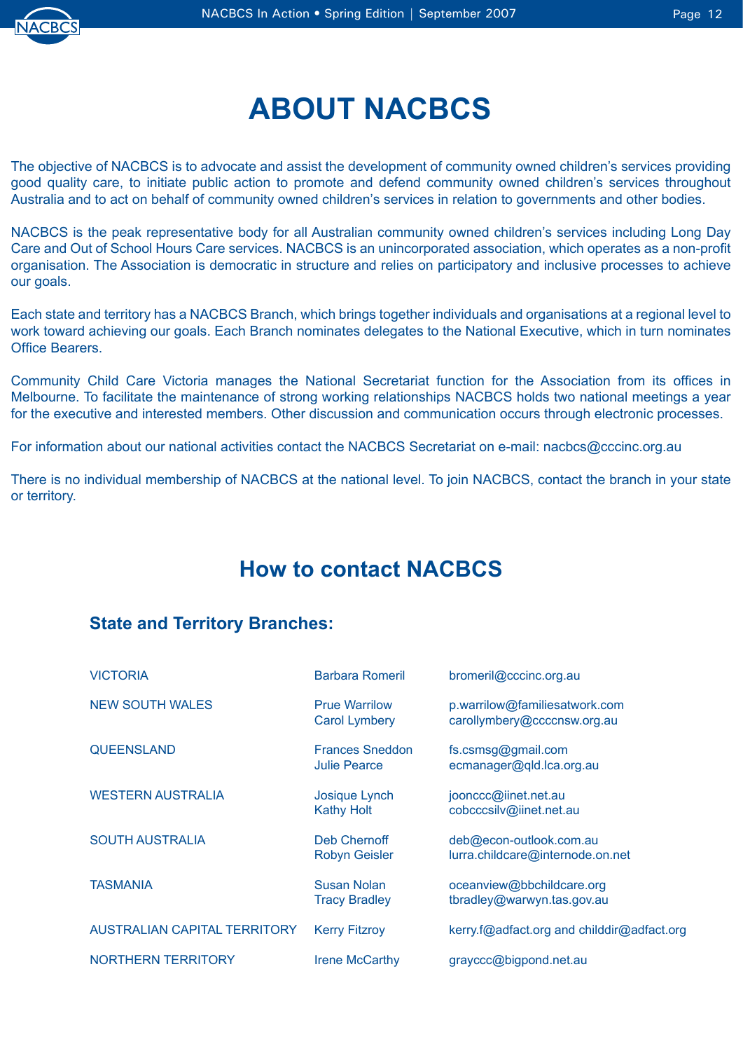# ABOUT NACBCS

The objective of NACBCS is to advocate and assist the development of community owned children's services providing good quality care, to initiate public action to promote and defend community owned children's services throughout Australia and to act on behalf of community owned children's services in relation to governments and other bodies.

NACBCS is the peak representative body for all Australian community owned children's services including Long Day Care and Out of School Hours Care services. NACBCS is an unincorporated association, which operates as a non-profit organisation. The Association is democratic in structure and relies on participatory and inclusive processes to achieve our goals.

Each state and territory has a NACBCS Branch, which brings together individuals and organisations at a regional level to work toward achieving our goals. Each Branch nominates delegates to the National Executive, which in turn nominates Office Bearers.

Community Child Care Victoria manages the National Secretariat function for the Association from its offices in Melbourne. To facilitate the maintenance of strong working relationships NACBCS holds two national meetings a year for the executive and interested members. Other discussion and communication occurs through electronic processes.

For information about our national activities contact the NACBCS Secretariat on e-mail: nacbcs@cccinc.org.au

There is no individual membership of NACBCS at the national level. To join NACBCS, contact the branch in your state or territory.

## How to contact NACBCS

### State and Territory Branches:

| | | |
|---|---|---|
| VICTORIA | Barbara Romeril | bromeril@cccinc.org.au |
| NEW SOUTH WALES | Prue Warrilow<br>Carol Lymbery | p.warrilow@familiesatwork.com<br>carollymbery@ccccnsw.org.au |
| QUEENSLAND | Frances Sneddon<br>Julie Pearce | fs.csmsg@gmail.com<br>ecmanager@qld.lca.org.au |
| WESTERN AUSTRALIA | Josique Lynch<br>Kathy Holt | joonccc@iinet.net.au<br>cobcccsilv@iinet.net.au |
| SOUTH AUSTRALIA | Deb Chernoff<br>Robyn Geisler | deb@econ-outlook.com.au<br>lurra.childcare@internode.on.net |
| TASMANIA | Susan Nolan<br>Tracy Bradley | oceanview@bbchildcare.org<br>tbradley@warwyn.tas.gov.au |
| AUSTRALIAN CAPITAL TERRITORY | Kerry Fitzroy | kerry.f@adfact.org and childdir@adfact.org |
| NORTHERN TERRITORY | Irene McCarthy | grayccc@bigpond.net.au |